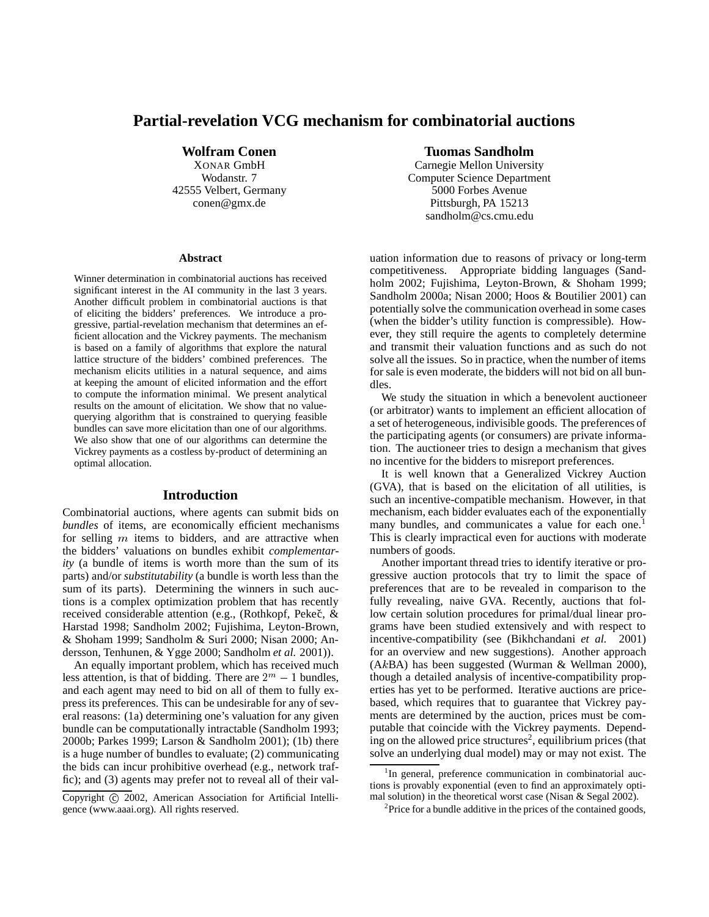# Partial-revelation VCG mechanism for combinatorial auctions

**Wolfram Conen**
XONAR GmbH
Wodanstr. 7
42555 Velbert, Germany
conen@gmx.de

**Tuomas Sandholm**
Carnegie Mellon University
Computer Science Department
5000 Forbes Avenue
Pittsburgh, PA 15213
sandholm@cs.cmu.edu

### Abstract

Winner determination in combinatorial auctions has received significant interest in the AI community in the last 3 years. Another difficult problem in combinatorial auctions is that of eliciting the bidders' preferences. We introduce a progressive, partial-revelation mechanism that determines an efficient allocation and the Vickrey payments. The mechanism is based on a family of algorithms that explore the natural lattice structure of the bidders' combined preferences. The mechanism elicits utilities in a natural sequence, and aims at keeping the amount of elicited information and the effort to compute the information minimal. We present analytical results on the amount of elicitation. We show that no value-querying algorithm that is constrained to querying feasible bundles can save more elicitation than one of our algorithms. We also show that one of our algorithms can determine the Vickrey payments as a costless by-product of determining an optimal allocation.

## Introduction

Combinatorial auctions, where agents can submit bids on *bundles* of items, are economically efficient mechanisms for selling $m$ items to bidders, and are attractive when the bidders' valuations on bundles exhibit *complementarity* (a bundle of items is worth more than the sum of its parts) and/or *substitutability* (a bundle is worth less than the sum of its parts). Determining the winners in such auctions is a complex optimization problem that has recently received considerable attention (e.g., (Rothkopf, Pekeč, & Harstad 1998; Sandholm 2002; Fujishima, Leyton-Brown, & Shoham 1999; Sandholm & Suri 2000; Nisan 2000; Andersson, Tenhunen, & Ygge 2000; Sandholm *et al.* 2001)).

An equally important problem, which has received much less attention, is that of bidding. There are $2^m - 1$ bundles, and each agent may need to bid on all of them to fully express its preferences. This can be undesirable for any of several reasons: (1a) determining one's valuation for any given bundle can be computationally intractable (Sandholm 1993; 2000b; Parkes 1999; Larson & Sandholm 2001); (1b) there is a huge number of bundles to evaluate; (2) communicating the bids can incur prohibitive overhead (e.g., network traffic); and (3) agents may prefer not to reveal all of their valuation information due to reasons of privacy or long-term competitiveness. Appropriate bidding languages (Sandholm 2002; Fujishima, Leyton-Brown, & Shoham 1999; Sandholm 2000a; Nisan 2000; Hoos & Boutilier 2001) can potentially solve the communication overhead in some cases (when the bidder's utility function is compressible). However, they still require the agents to completely determine and transmit their valuation functions and as such do not solve all the issues. So in practice, when the number of items for sale is even moderate, the bidders will not bid on all bundles.

We study the situation in which a benevolent auctioneer (or arbitrator) wants to implement an efficient allocation of a set of heterogeneous, indivisible goods. The preferences of the participating agents (or consumers) are private information. The auctioneer tries to design a mechanism that gives no incentive for the bidders to misreport preferences.

It is well known that a Generalized Vickrey Auction (GVA), that is based on the elicitation of all utilities, is such an incentive-compatible mechanism. However, in that mechanism, each bidder evaluates each of the exponentially many bundles, and communicates a value for each one.[1] This is clearly impractical even for auctions with moderate numbers of goods.

Another important thread tries to identify iterative or progressive auction protocols that try to limit the space of preferences that are to be revealed in comparison to the fully revealing, naive GVA. Recently, auctions that follow certain solution procedures for primal/dual linear programs have been studied extensively and with respect to incentive-compatibility (see (Bikhchandani *et al.* 2001) for an overview and new suggestions). Another approach (A$k$BA) has been suggested (Wurman & Wellman 2000), though a detailed analysis of incentive-compatibility properties has yet to be performed. Iterative auctions are price-based, which requires that to guarantee that Vickrey payments are determined by the auction, prices must be computable that coincide with the Vickrey payments. Depending on the allowed price structures[2], equilibrium prices (that solve an underlying dual model) may or may not exist. The

---

[1] In general, preference communication in combinatorial auctions is provably exponential (even to find an approximately optimal solution) in the theoretical worst case (Nisan & Segal 2002).

[2] Price for a bundle additive in the prices of the contained goods,

Copyright © 2002, American Association for Artificial Intelligence (www.aaai.org). All rights reserved.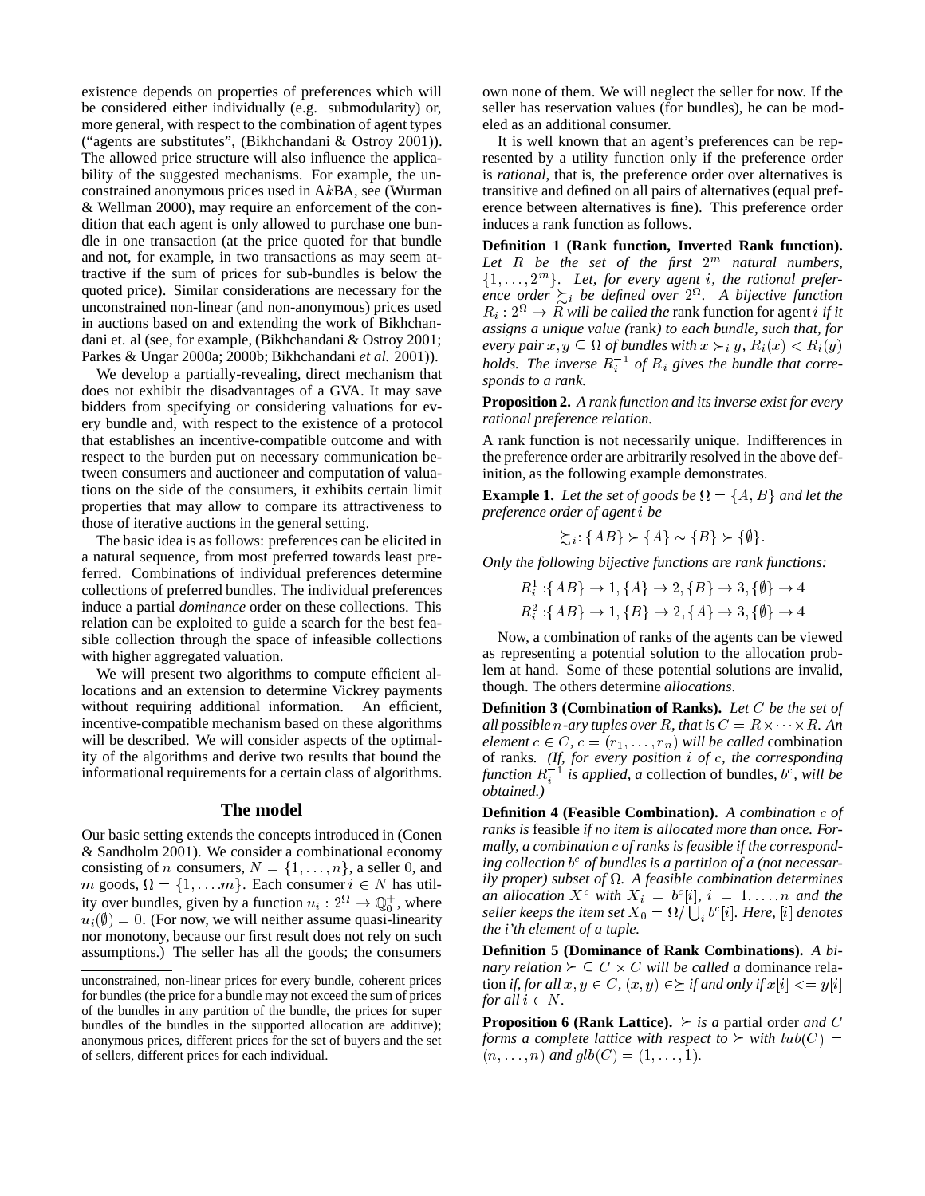existence depends on properties of preferences which will be considered either individually (e.g. submodularity) or, more general, with respect to the combination of agent types ("agents are substitutes", (Bikhchandani & Ostroy 2001)). The allowed price structure will also influence the applicability of the suggested mechanisms. For example, the unconstrained anonymous prices used in A$k$BA, see (Wurman & Wellman 2000), may require an enforcement of the condition that each agent is only allowed to purchase one bundle in one transaction (at the price quoted for that bundle and not, for example, in two transactions as may seem attractive if the sum of prices for sub-bundles is below the quoted price). Similar considerations are necessary for the unconstrained non-linear (and non-anonymous) prices used in auctions based on and extending the work of Bikhchandani et al (see, for example, (Bikhchandani & Ostroy 2001; Parkes & Ungar 2000a; 2000b; Bikhchandani *et al.* 2001)).

We develop a partially-revealing, direct mechanism that does not exhibit the disadvantages of a GVA. It may save bidders from specifying or considering valuations for every bundle and, with respect to the existence of a protocol that establishes an incentive-compatible outcome and with respect to the burden put on necessary communication between consumers and auctioneer and computation of valuations on the side of the consumers, it exhibits certain limit properties that may allow to compare its attractiveness to those of iterative auctions in the general setting.

The basic idea is as follows: preferences can be elicited in a natural sequence, from most preferred towards least preferred. Combinations of individual preferences determine collections of preferred bundles. The individual preferences induce a partial *dominance* order on these collections. This relation can be exploited to guide a search for the best feasible collection through the space of infeasible collections with higher aggregated valuation.

We will present two algorithms to compute efficient allocations and an extension to determine Vickrey payments without requiring additional information. An efficient, incentive-compatible mechanism based on these algorithms will be described. We will consider aspects of the optimality of the algorithms and derive two results that bound the informational requirements for a certain class of algorithms.

## The model

Our basic setting extends the concepts introduced in (Conen & Sandholm 2001). We consider a combinational economy consisting of $n$ consumers, $N = \{1, \ldots, n\}$, a seller 0, and $m$ goods, $\Omega = \{1, \ldots, m\}$. Each consumer $i \in N$ has utility over bundles, given by a function $u_i : 2^\Omega \rightarrow \mathbb{Q}_0^+$, where $u_i(\emptyset) = 0$. (For now, we will neither assume quasi-linearity nor monotony, because our first result does not rely on such assumptions.) The seller has all the goods; the consumers own none of them. We will neglect the seller for now. If the seller has reservation values (for bundles), he can be modeled as an additional consumer.

unconstrained, non-linear prices for every bundle, coherent prices for bundles (the price for a bundle may not exceed the sum of prices of the bundles in any partition of the bundle, the prices for super bundles of the bundles in the supported allocation are additive); anonymous prices, different prices for the set of buyers and the set of sellers, different prices for each individual.

It is well known that an agent's preferences can be represented by a utility function only if the preference order is *rational*, that is, the preference order over alternatives is transitive and defined on all pairs of alternatives (equal preference between alternatives is fine). This preference order induces a rank function as follows.

**Definition 1 (Rank function, Inverted Rank function).** *Let $R$ be the set of the first $2^m$ natural numbers, $\{1, \ldots, 2^m\}$. Let, for every agent $i$, the rational preference order $\succsim_i$ be defined over $2^\Omega$. A bijective function $R_i : 2^\Omega \rightarrow R$ will be called the* rank function *for agent $i$ if it assigns a unique value (*rank*) to each bundle, such that, for every pair $x, y \subseteq \Omega$ of bundles with $x \succ_i y$, $R_i(x) < R_i(y)$ holds. The inverse $R_i^{-1}$ of $R_i$ gives the bundle that corresponds to a rank.*

**Proposition 2.** *A rank function and its inverse exist for every rational preference relation.*

A rank function is not necessarily unique. Indifferences in the preference order are arbitrarily resolved in the above definition, as the following example demonstrates.

**Example 1.** *Let the set of goods be $\Omega = \{A, B\}$ and let the preference order of agent $i$ be*

$$\succsim_i : \{AB\} \succ \{A\} \sim \{B\} \succ \{\emptyset\}.$$

*Only the following bijective functions are rank functions:*

$$R_i^1 : \{AB\} \rightarrow 1, \{A\} \rightarrow 2, \{B\} \rightarrow 3, \{\emptyset\} \rightarrow 4$$
$$R_i^2 : \{AB\} \rightarrow 1, \{B\} \rightarrow 2, \{A\} \rightarrow 3, \{\emptyset\} \rightarrow 4$$

Now, a combination of ranks of the agents can be viewed as representing a potential solution to the allocation problem at hand. Some of these potential solutions are invalid, though. The others determine *allocations*.

**Definition 3 (Combination of Ranks).** *Let $C$ be the set of all possible $n$-ary tuples over $R$, that is $C = R \times \cdots \times R$. An element $c \in C$, $c = (r_1, \ldots, r_n)$ will be called* combination of ranks. *(If, for every position $i$ of $c$, the corresponding function $R_i^{-1}$ is applied, a* collection of bundles, *$b^c$, will be obtained.)*

**Definition 4 (Feasible Combination).** *A combination $c$ of ranks is* feasible *if no item is allocated more than once. Formally, a combination $c$ of ranks is feasible if the corresponding collection $b^c$ of bundles is a partition of a (not necessarily proper) subset of $\Omega$. A feasible combination determines an allocation $X^c$ with $X_i = b^c[i]$, $i = 1, \ldots, n$ and the seller keeps the item set $X_0 = \Omega / \bigcup_i b^c[i]$. Here, $[i]$ denotes the i'th element of a tuple.*

**Definition 5 (Dominance of Rank Combinations).** *A binary relation $\succeq \subseteq C \times C$ will be called a* dominance *relation if, for all $x, y \in C$, $(x, y) \in \succeq$ if and only if $x[i] <= y[i]$ for all $i \in N$.*

**Proposition 6 (Rank Lattice).** *$\succeq$ is a* partial order *and $C$ forms a complete lattice with respect to $\succeq$ with $lub(C) = (n, \ldots, n)$ and $glb(C) = (1, \ldots, 1)$.*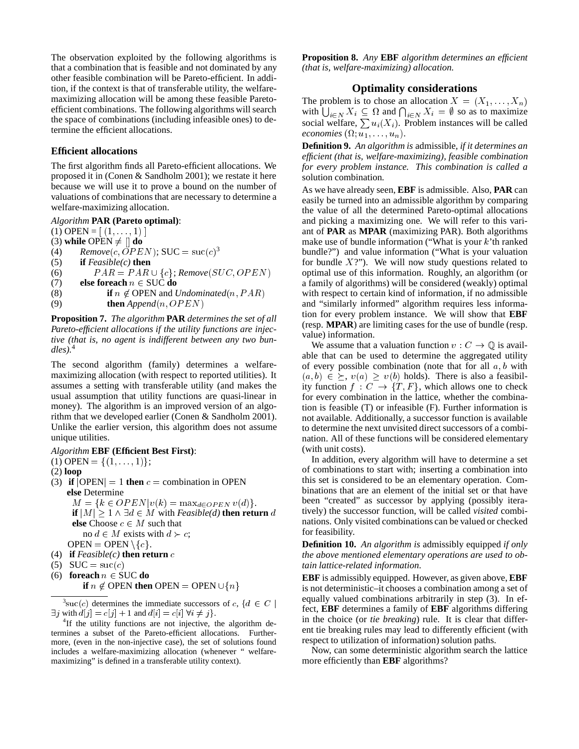The observation exploited by the following algorithms is that a combination that is feasible and not dominated by any other feasible combination will be Pareto-efficient. In addition, if the context is that of transferable utility, the welfare-maximizing allocation will be among these feasible Pareto-efficient combinations. The following algorithms will search the space of combinations (including infeasible ones) to determine the efficient allocations.

### Efficient allocations

The first algorithm finds all Pareto-efficient allocations. We proposed it in (Conen & Sandholm 2001); we restate it here because we will use it to prove a bound on the number of valuations of combinations that are necessary to determine a welfare-maximizing allocation.

*Algorithm* **PAR (Pareto optimal)**:

(1) OPEN = $[\ (1,\dots,1)\ ]$
(3) **while** OPEN $\neq$ [] **do**
(4) $\quad$ *Remove*$(c, OPEN)$; SUC = $\mathrm{suc}(c)$[3]
(5) $\quad$ **if** *Feasible(c)* **then**
(6) $\quad\quad$ $PAR = PAR \cup \{c\}$; *Remove*$(SUC, OPEN)$
(7) $\quad$ **else foreach** $n \in$ SUC **do**
(8) $\quad\quad$ **if** $n \notin$ OPEN and *Undominated*$(n, PAR)$
(9) $\quad\quad$ **then** *Append*$(n, OPEN)$

**Proposition 7.** *The algorithm* **PAR** *determines the set of all Pareto-efficient allocations if the utility functions are injective (that is, no agent is indifferent between any two bundles).*[4]

The second algorithm (family) determines a welfare-maximizing allocation (with respect to reported utilities). It assumes a setting with transferable utility (and makes the usual assumption that utility functions are quasi-linear in money). The algorithm is an improved version of an algorithm that we developed earlier (Conen & Sandholm 2001). Unlike the earlier version, this algorithm does not assume unique utilities.

*Algorithm* **EBF (Efficient Best First)**:

(1) OPEN = $\{(1,\dots,1)\}$;
(2) **loop**
(3) **if** $|$OPEN$| = 1$ **then** $c$ = combination in OPEN
$\quad$ **else** Determine
$\quad\quad$ $M = \{k \in OPEN | v(k) = \max_{d \in OPEN} v(d)\}$.
$\quad\quad$ **if** $|M| \geq 1 \wedge \exists d \in M$ with *Feasible(d)* **then return** $d$
$\quad\quad$ **else** Choose $c \in M$ such that
$\quad\quad\quad$ no $d \in M$ exists with $d \succ c$;
$\quad$ OPEN = OPEN $\setminus \{c\}$.
(4) **if** *Feasible(c)* **then return** $c$
(5) SUC = $\mathrm{suc}(c)$
(6) **foreach** $n \in$ SUC **do**
$\quad\quad$ **if** $n \notin$ OPEN **then** OPEN = OPEN $\cup \{n\}$

[3] $\mathrm{suc}(c)$ determines the immediate successors of $c$, $\{d \in C \mid \exists j \text{ with } d[j] = c[j]+1 \text{ and } d[i] = c[i]\ \forall i \neq j\}$.

[4] If the utility functions are not injective, the algorithm determines a subset of the Pareto-efficient allocations. Furthermore, (even in the non-injective case), the set of solutions found includes a welfare-maximizing allocation (whenever " welfare-maximizing" is defined in a transferable utility context).

**Proposition 8.** *Any* **EBF** *algorithm determines an efficient (that is, welfare-maximizing) allocation.*

## Optimality considerations

The problem is to chose an allocation $X = (X_1, \dots, X_n)$ with $\bigcup_{i \in N} X_i \subseteq \Omega$ and $\bigcap_{i \in N} X_i = \emptyset$ so as to maximize social welfare, $\sum u_i(X_i)$. Problem instances will be called *economies* $(\Omega; u_1, \dots, u_n)$.

**Definition 9.** *An algorithm is* admissible*, if it determines an efficient (that is, welfare-maximizing), feasible combination for every problem instance. This combination is called a* solution combination*.*

As we have already seen, **EBF** is admissible. Also, **PAR** can easily be turned into an admissible algorithm by comparing the value of all the determined Pareto-optimal allocations and picking a maximizing one. We will refer to this variant of **PAR** as **MPAR** (maximizing PAR). Both algorithms make use of bundle information ("What is your $k$'th ranked bundle?") and value information ("What is your valuation for bundle $X$?"). We will now study questions related to optimal use of this information. Roughly, an algorithm (or a family of algorithms) will be considered (weakly) optimal with respect to certain kind of information, if no admissible and "similarly informed" algorithm requires less information for every problem instance. We will show that **EBF** (resp. **MPAR**) are limiting cases for the use of bundle (resp. value) information.

We assume that a valuation function $v : C \to \mathbb{Q}$ is available that can be used to determine the aggregated utility of every possible combination (note that for all $a, b$ with $(a, b) \in \succeq$, $v(a) \geq v(b)$ holds). There is also a feasibility function $f : C \to \{T, F\}$, which allows one to check for every combination in the lattice, whether the combination is feasible (T) or infeasible (F). Further information is not available. Additionally, a successor function is available to determine the next unvisited direct successors of a combination. All of these functions will be considered elementary (with unit costs).

In addition, every algorithm will have to determine a set of combinations to start with; inserting a combination into this set is considered to be an elementary operation. Combinations that are an element of the initial set or that have been "created" as successor by applying (possibly iteratively) the successor function, will be called *visited* combinations. Only visited combinations can be valued or checked for feasibility.

**Definition 10.** *An algorithm is* admissibly equipped *if only the above mentioned elementary operations are used to obtain lattice-related information.*

**EBF** is admissibly equipped. However, as given above, **EBF** is not deterministic–it chooses a combination among a set of equally valued combinations arbitrarily in step (3). In effect, **EBF** determines a family of **EBF** algorithms differing in the choice (or *tie breaking*) rule. It is clear that different tie breaking rules may lead to differently efficient (with respect to utilization of information) solution paths.

Now, can some deterministic algorithm search the lattice more efficiently than **EBF** algorithms?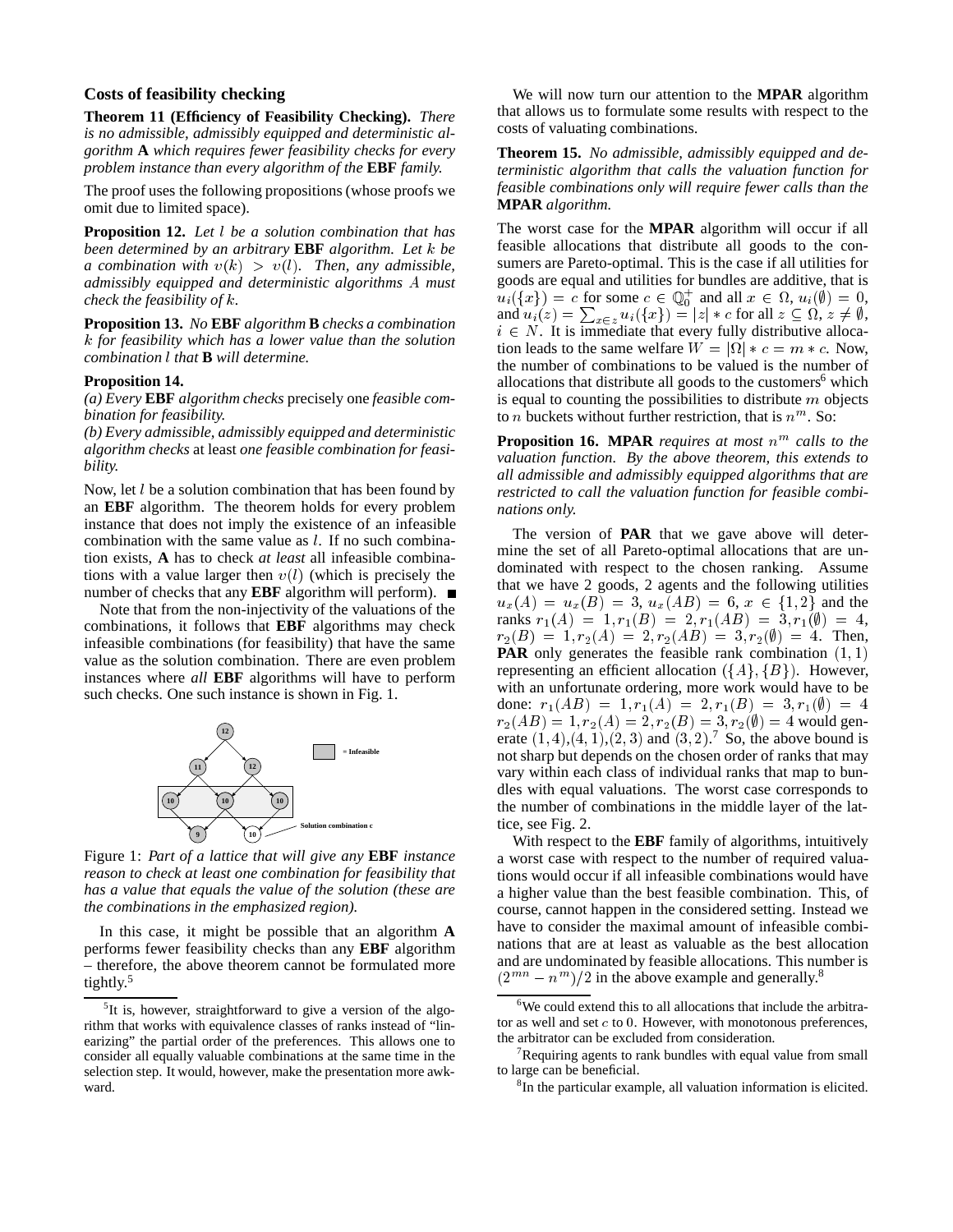### Costs of feasibility checking

**Theorem 11 (Efficiency of Feasibility Checking).** *There is no admissible, admissibly equipped and deterministic algorithm* **A** *which requires fewer feasibility checks for every problem instance than every algorithm of the* **EBF** *family.*

The proof uses the following propositions (whose proofs we omit due to limited space).

**Proposition 12.** *Let $l$ be a solution combination that has been determined by an arbitrary* **EBF** *algorithm. Let $k$ be a combination with $v(k) > v(l)$. Then, any admissible, admissibly equipped and deterministic algorithms $A$ must check the feasibility of $k$.*

**Proposition 13.** *No* **EBF** *algorithm* **B** *checks a combination $k$ for feasibility which has a lower value than the solution combination $l$ that* **B** *will determine.*

**Proposition 14.**
*(a) Every* **EBF** *algorithm checks* precisely one *feasible combination for feasibility.*
*(b) Every admissible, admissibly equipped and deterministic algorithm checks* at least *one feasible combination for feasibility.*

Now, let $l$ be a solution combination that has been found by an **EBF** algorithm. The theorem holds for every problem instance that does not imply the existence of an infeasible combination with the same value as $l$. If no such combination exists, **A** has to check *at least* all infeasible combinations with a value larger then $v(l)$ (which is precisely the number of checks that any **EBF** algorithm will perform). ∎

Note that from the non-injectivity of the valuations of the combinations, it follows that **EBF** algorithms may check infeasible combinations (for feasibility) that have the same value as the solution combination. There are even problem instances where *all* **EBF** algorithms will have to perform such checks. One such instance is shown in Fig. 1.

Figure 1: *Part of a lattice that will give any* **EBF** *instance reason to check at least one combination for feasibility that has a value that equals the value of the solution (these are the combinations in the emphasized region).*

In this case, it might be possible that an algorithm **A** performs fewer feasibility checks than any **EBF** algorithm – therefore, the above theorem cannot be formulated more tightly.[5]

We will now turn our attention to the **MPAR** algorithm that allows us to formulate some results with respect to the costs of valuating combinations.

**Theorem 15.** *No admissible, admissibly equipped and deterministic algorithm that calls the valuation function for feasible combinations only will require fewer calls than the* **MPAR** *algorithm.*

The worst case for the **MPAR** algorithm will occur if all feasible allocations that distribute all goods to the consumers are Pareto-optimal. This is the case if all utilities for goods are equal and utilities for bundles are additive, that is $u_i(\{x\}) = c$ for some $c \in \mathbb{Q}_0^+$ and all $x \in \Omega$, $u_i(\emptyset) = 0$, and $u_i(z) = \sum_{x \in z} u_i(\{x\}) = |z| * c$ for all $z \subseteq \Omega$, $z \neq \emptyset$, $i \in N$. It is immediate that every fully distributive allocation leads to the same welfare $W = |\Omega| * c = m * c$. Now, the number of combinations to be valued is the number of allocations that distribute all goods to the customers[6] which is equal to counting the possibilities to distribute $m$ objects to $n$ buckets without further restriction, that is $n^m$. So:

**Proposition 16.** **MPAR** *requires at most $n^m$ calls to the valuation function. By the above theorem, this extends to all admissible and admissibly equipped algorithms that are restricted to call the valuation function for feasible combinations only.*

The version of **PAR** that we gave above will determine the set of all Pareto-optimal allocations that are undominated with respect to the chosen ranking. Assume that we have 2 goods, 2 agents and the following utilities $u_x(A) = u_x(B) = 3$, $u_x(AB) = 6$, $x \in \{1, 2\}$ and the ranks $r_1(A) = 1, r_1(B) = 2, r_1(AB) = 3, r_1(\emptyset) = 4$, $r_2(B) = 1, r_2(A) = 2, r_2(AB) = 3, r_2(\emptyset) = 4$. Then, **PAR** only generates the feasible rank combination $(1, 1)$ representing an efficient allocation $(\{A\}, \{B\})$. However, with an unfortunate ordering, more work would have to be done: $r_1(AB) = 1, r_1(A) = 2, r_1(B) = 3, r_1(\emptyset) = 4$ $r_2(AB) = 1, r_2(A) = 2, r_2(B) = 3, r_2(\emptyset) = 4$ would generate $(1, 4)$,$(4, 1)$,$(2, 3)$ and $(3, 2)$.[7] So, the above bound is not sharp but depends on the chosen order of ranks that may vary within each class of individual ranks that map to bundles with equal valuations. The worst case corresponds to the number of combinations in the middle layer of the lattice, see Fig. 2.

With respect to the **EBF** family of algorithms, intuitively a worst case with respect to the number of required valuations would occur if all infeasible combinations would have a higher value than the best feasible combination. This, of course, cannot happen in the considered setting. Instead we have to consider the maximal amount of infeasible combinations that are at least as valuable as the best allocation and are undominated by feasible allocations. This number is $(2^{mn} - n^m)/2$ in the above example and generally.[8]

---

[5] It is, however, straightforward to give a version of the algorithm that works with equivalence classes of ranks instead of "linearizing" the partial order of the preferences. This allows one to consider all equally valuable combinations at the same time in the selection step. It would, however, make the presentation more awkward.

[6] We could extend this to all allocations that include the arbitrator as well and set $c$ to 0. However, with monotonous preferences, the arbitrator can be excluded from consideration.

[7] Requiring agents to rank bundles with equal value from small to large can be beneficial.

[8] In the particular example, all valuation information is elicited.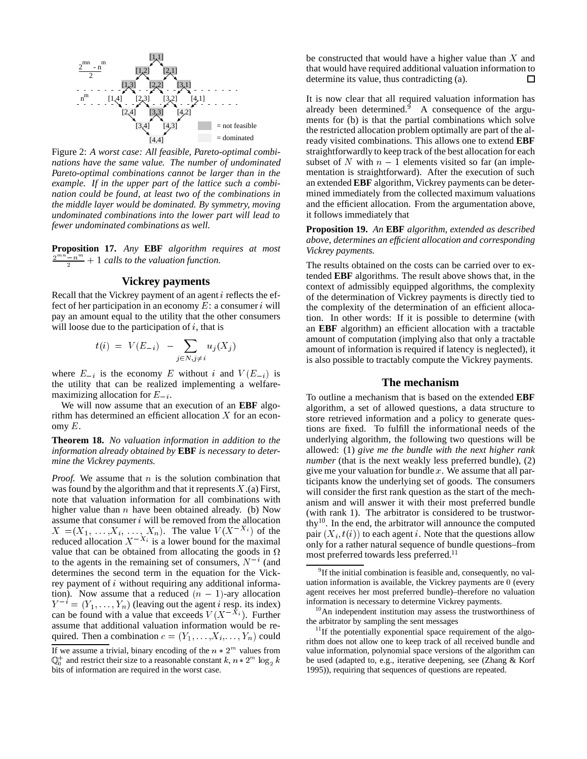Figure 2: *A worst case: All feasible, Pareto-optimal combinations have the same value. The number of undominated Pareto-optimal combinations cannot be larger than in the example. If in the upper part of the lattice such a combination could be found, at least two of the combinations in the middle layer would be dominated. By symmetry, moving undominated combinations into the lower part will lead to fewer undominated combinations as well.*

**Proposition 17.** *Any* **EBF** *algorithm requires at most* $\frac{2^{mn}-n^m}{2}+1$ *calls to the valuation function.*

## Vickrey payments

Recall that the Vickrey payment of an agent $i$ reflects the effect of her participation in an economy $E$: a consumer $i$ will pay an amount equal to the utility that the other consumers will loose due to the participation of $i$, that is

$$t(i) \;=\; V(E_{-i}) \;-\; \sum_{j\in N, j\neq i} u_j(X_j)$$

where $E_{-i}$ is the economy $E$ without $i$ and $V(E_{-i})$ is the utility that can be realized implementing a welfare-maximizing allocation for $E_{-i}$.

We will now assume that an execution of an **EBF** algorithm has determined an efficient allocation $X$ for an economy $E$.

**Theorem 18.** *No valuation information in addition to the information already obtained by* **EBF** *is necessary to determine the Vickrey payments.*

*Proof.* We assume that $n$ is the solution combination that was found by the algorithm and that it represents $X$.(a) First, note that valuation information for all combinations with higher value than $n$ have been obtained already. (b) Now assume that consumer $i$ will be removed from the allocation $X = (X_1, \ldots, X_i, \ldots, X_n)$. The value $V(X^{-X_i})$ of the reduced allocation $X^{-X_i}$ is a lower bound for the maximal value that can be obtained from allocating the goods in $\Omega$ to the agents in the remaining set of consumers, $N^{-i}$ (and determines the second term in the equation for the Vickrey payment of $i$ without requiring any additional information). Now assume that a reduced $(n-1)$-ary allocation $Y^{-i} = (Y_1, \ldots, Y_n)$ (leaving out the agent $i$ resp. its index) can be found with a value that exceeds $V(X^{-X_i})$. Further assume that additional valuation information would be required. Then a combination $c = (Y_1, \ldots, X_i, \ldots, Y_n)$ could be constructed that would have a higher value than $X$ and that would have required additional valuation information to determine its value, thus contradicting (a). □

It is now clear that all required valuation information has already been determined.[9] A consequence of the arguments for (b) is that the partial combinations which solve the restricted allocation problem optimally are part of the already visited combinations. This allows one to extend **EBF** straightforwardly to keep track of the best allocation for each subset of $N$ with $n-1$ elements visited so far (an implementation is straightforward). After the execution of such an extended **EBF** algorithm, Vickrey payments can be determined immediately from the collected maximum valuations and the efficient allocation. From the argumentation above, it follows immediately that

**Proposition 19.** *An* **EBF** *algorithm, extended as described above, determines an efficient allocation and corresponding Vickrey payments.*

The results obtained on the costs can be carried over to extended **EBF** algorithms. The result above shows that, in the context of admissibly equipped algorithms, the complexity of the determination of Vickrey payments is directly tied to the complexity of the determination of an efficient allocation. In other words: If it is possible to determine (with an **EBF** algorithm) an efficient allocation with a tractable amount of computation (implying also that only a tractable amount of information is required if latency is neglected), it is also possible to tractably compute the Vickrey payments.

## The mechanism

To outline a mechanism that is based on the extended **EBF** algorithm, a set of allowed questions, a data structure to store retrieved information and a policy to generate questions are fixed. To fulfill the informational needs of the underlying algorithm, the following two questions will be allowed: (1) *give me the bundle with the next higher rank number* (that is the next weakly less preferred bundle), (2) give me your valuation for bundle $x$. We assume that all participants know the underlying set of goods. The consumers will consider the first rank question as the start of the mechanism and will answer it with their most preferred bundle (with rank 1). The arbitrator is considered to be trustworthy[10]. In the end, the arbitrator will announce the computed pair $(X_i, t(i))$ to each agent $i$. Note that the questions allow only for a rather natural sequence of bundle questions–from most preferred towards less preferred.[11]

---

If we assume a trivial, binary encoding of the $n * 2^m$ values from $\mathbb{Q}_0^+$ and restrict their size to a reasonable constant $k$, $n * 2^m \log_2 k$ bits of information are required in the worst case.

[9] If the initial combination is feasible and, consequently, no valuation information is available, the Vickrey payments are 0 (every agent receives her most preferred bundle)–therefore no valuation information is necessary to determine Vickrey payments.

[10] An independent institution may assess the trustworthiness of the arbitrator by sampling the sent messages

[11] If the potentially exponential space requirement of the algorithm does not allow one to keep track of all received bundle and value information, polynomial space versions of the algorithm can be used (adapted to, e.g., iterative deepening, see (Zhang & Korf 1995)), requiring that sequences of questions are repeated.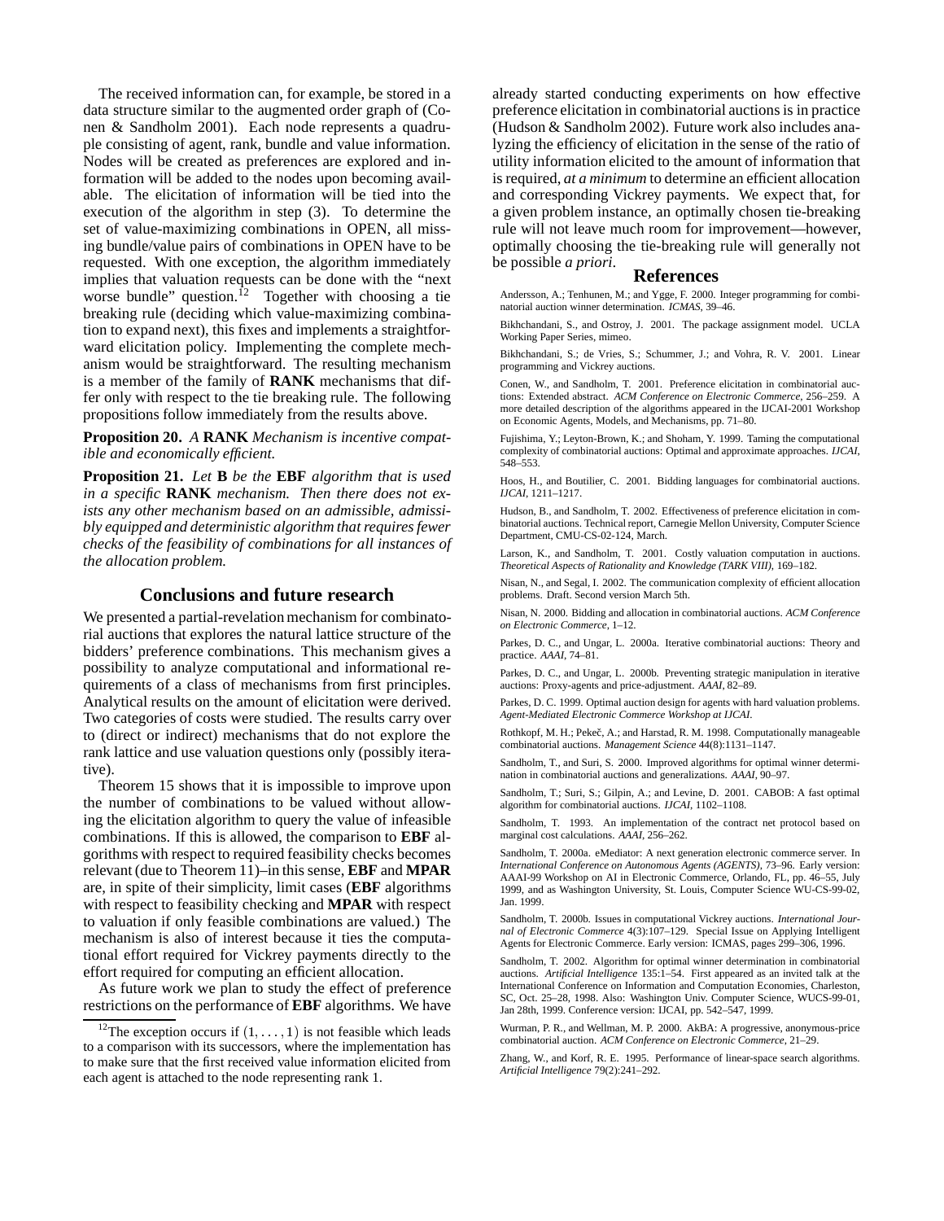The received information can, for example, be stored in a data structure similar to the augmented order graph of (Conen & Sandholm 2001). Each node represents a quadruple consisting of agent, rank, bundle and value information. Nodes will be created as preferences are explored and information will be added to the nodes upon becoming available. The elicitation of information will be tied into the execution of the algorithm in step (3). To determine the set of value-maximizing combinations in OPEN, all missing bundle/value pairs of combinations in OPEN have to be requested. With one exception, the algorithm immediately implies that valuation requests can be done with the "next worse bundle" question.[12] Together with choosing a tie breaking rule (deciding which value-maximizing combination to expand next), this fixes and implements a straightforward elicitation policy. Implementing the complete mechanism would be straightforward. The resulting mechanism is a member of the family of **RANK** mechanisms that differ only with respect to the tie breaking rule. The following propositions follow immediately from the results above.

**Proposition 20.** *A* **RANK** *Mechanism is incentive compatible and economically efficient.*

**Proposition 21.** *Let* **B** *be the* **EBF** *algorithm that is used in a specific* **RANK** *mechanism. Then there does not exists any other mechanism based on an admissible, admissibly equipped and deterministic algorithm that requires fewer checks of the feasibility of combinations for all instances of the allocation problem.*

## Conclusions and future research

We presented a partial-revelation mechanism for combinatorial auctions that explores the natural lattice structure of the bidders' preference combinations. This mechanism gives a possibility to analyze computational and informational requirements of a class of mechanisms from first principles. Analytical results on the amount of elicitation were derived. Two categories of costs were studied. The results carry over to (direct or indirect) mechanisms that do not explore the rank lattice and use valuation questions only (possibly iterative).

Theorem 15 shows that it is impossible to improve upon the number of combinations to be valued without allowing the elicitation algorithm to query the value of infeasible combinations. If this is allowed, the comparison to **EBF** algorithms with respect to required feasibility checks becomes relevant (due to Theorem 11)–in this sense, **EBF** and **MPAR** are, in spite of their simplicity, limit cases (**EBF** algorithms with respect to feasibility checking and **MPAR** with respect to valuation if only feasible combinations are valued.) The mechanism is also of interest because it ties the computational effort required for Vickrey payments directly to the effort required for computing an efficient allocation.

As future work we plan to study the effect of preference restrictions on the performance of **EBF** algorithms. We have already started conducting experiments on how effective preference elicitation in combinatorial auctions is in practice (Hudson & Sandholm 2002). Future work also includes analyzing the efficiency of elicitation in the sense of the ratio of utility information elicited to the amount of information that is required, *at a minimum* to determine an efficient allocation and corresponding Vickrey payments. We expect that, for a given problem instance, an optimally chosen tie-breaking rule will not leave much room for improvement—however, optimally choosing the tie-breaking rule will generally not be possible *a priori*.

[12] The exception occurs if $(1, \ldots, 1)$ is not feasible which leads to a comparison with its successors, where the implementation has to make sure that the first received value information elicited from each agent is attached to the node representing rank 1.

## References

Andersson, A.; Tenhunen, M.; and Ygge, F. 2000. Integer programming for combinatorial auction winner determination. *ICMAS*, 39–46.

Bikhchandani, S., and Ostroy, J. 2001. The package assignment model. UCLA Working Paper Series, mimeo.

Bikhchandani, S.; de Vries, S.; Schummer, J.; and Vohra, R. V. 2001. Linear programming and Vickrey auctions.

Conen, W., and Sandholm, T. 2001. Preference elicitation in combinatorial auctions: Extended abstract. *ACM Conference on Electronic Commerce*, 256–259. A more detailed description of the algorithms appeared in the IJCAI-2001 Workshop on Economic Agents, Models, and Mechanisms, pp. 71–80.

Fujishima, Y.; Leyton-Brown, K.; and Shoham, Y. 1999. Taming the computational complexity of combinatorial auctions: Optimal and approximate approaches. *IJCAI*, 548–553.

Hoos, H., and Boutilier, C. 2001. Bidding languages for combinatorial auctions. *IJCAI*, 1211–1217.

Hudson, B., and Sandholm, T. 2002. Effectiveness of preference elicitation in combinatorial auctions. Technical report, Carnegie Mellon University, Computer Science Department, CMU-CS-02-124, March.

Larson, K., and Sandholm, T. 2001. Costly valuation computation in auctions. *Theoretical Aspects of Rationality and Knowledge (TARK VIII)*, 169–182.

Nisan, N., and Segal, I. 2002. The communication complexity of efficient allocation problems. Draft. Second version March 5th.

Nisan, N. 2000. Bidding and allocation in combinatorial auctions. *ACM Conference on Electronic Commerce*, 1–12.

Parkes, D. C., and Ungar, L. 2000a. Iterative combinatorial auctions: Theory and practice. *AAAI*, 74–81.

Parkes, D. C., and Ungar, L. 2000b. Preventing strategic manipulation in iterative auctions: Proxy-agents and price-adjustment. *AAAI*, 82–89.

Parkes, D. C. 1999. Optimal auction design for agents with hard valuation problems. *Agent-Mediated Electronic Commerce Workshop at IJCAI*.

Rothkopf, M. H.; Pekeč, A.; and Harstad, R. M. 1998. Computationally manageable combinatorial auctions. *Management Science* 44(8):1131–1147.

Sandholm, T., and Suri, S. 2000. Improved algorithms for optimal winner determination in combinatorial auctions and generalizations. *AAAI*, 90–97.

Sandholm, T.; Suri, S.; Gilpin, A.; and Levine, D. 2001. CABOB: A fast optimal algorithm for combinatorial auctions. *IJCAI*, 1102–1108.

Sandholm, T. 1993. An implementation of the contract net protocol based on marginal cost calculations. *AAAI*, 256–262.

Sandholm, T. 2000a. eMediator: A next generation electronic commerce server. In *International Conference on Autonomous Agents (AGENTS)*, 73–96. Early version: AAAI-99 Workshop on AI in Electronic Commerce, Orlando, FL, pp. 46–55, July 1999, and as Washington University, St. Louis, Computer Science WU-CS-99-02, Jan. 1999.

Sandholm, T. 2000b. Issues in computational Vickrey auctions. *International Journal of Electronic Commerce* 4(3):107–129. Special Issue on Applying Intelligent Agents for Electronic Commerce. Early version: ICMAS, pages 299–306, 1996.

Sandholm, T. 2002. Algorithm for optimal winner determination in combinatorial auctions. *Artificial Intelligence* 135:1–54. First appeared as an invited talk at the International Conference on Information and Computation Economies, Charleston, SC, Oct. 25–28, 1998. Also: Washington Univ. Computer Science, WUCS-99-01, Jan 28th, 1999. Conference version: IJCAI, pp. 542–547, 1999.

Wurman, P. R., and Wellman, M. P. 2000. AkBA: A progressive, anonymous-price combinatorial auction. *ACM Conference on Electronic Commerce*, 21–29.

Zhang, W., and Korf, R. E. 1995. Performance of linear-space search algorithms. *Artificial Intelligence* 79(2):241–292.